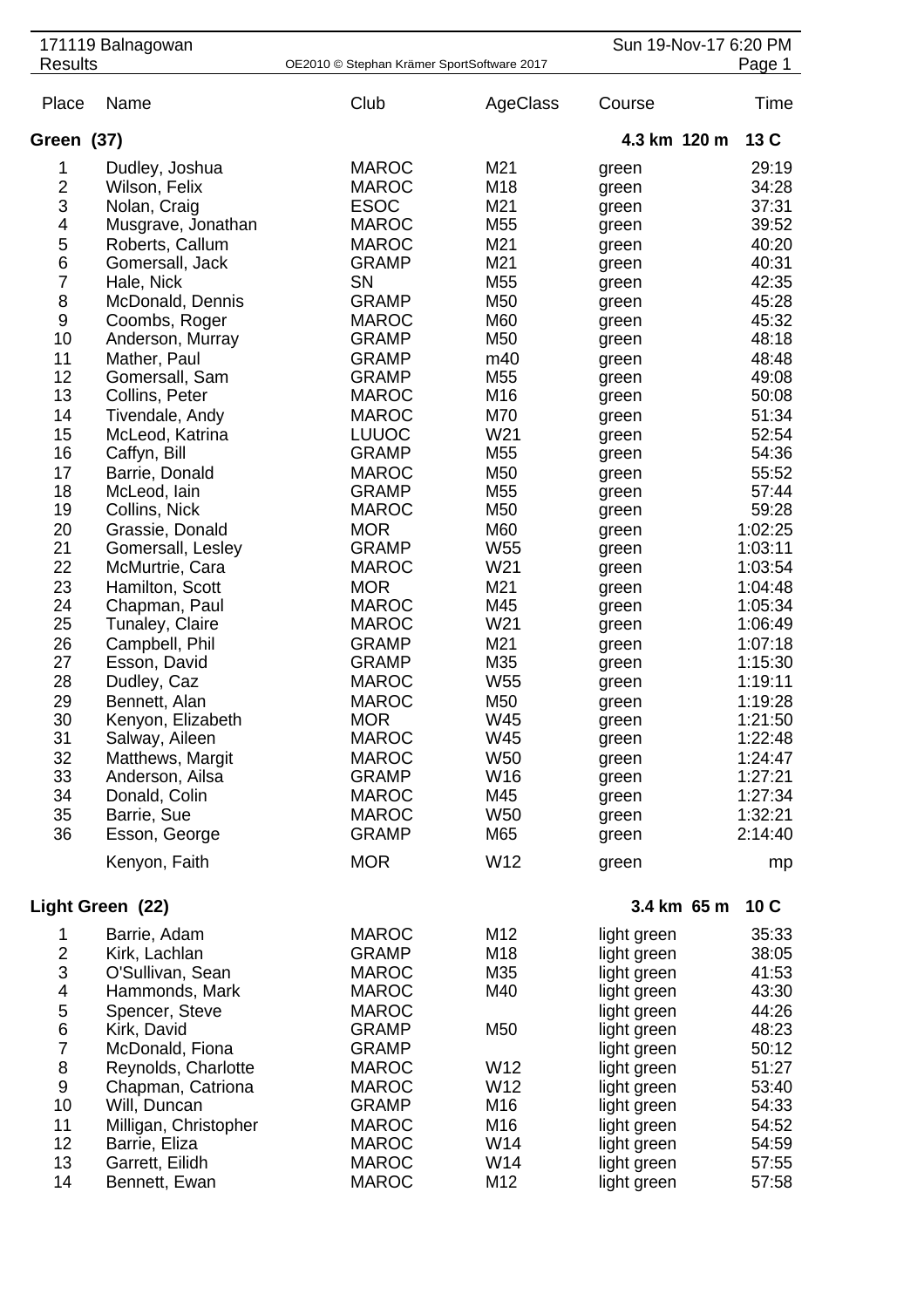171119 Balnagowan
Results

OE2010 © Stephan Krämer SportSoftware 2017

Sun 19-Nov-17 6:20 PM

| Place | Name | Club | AgeClass | Course | Time |
|---|---|---|---|---|---|
| **Green (37)** | | | | **4.3 km 120 m** | **13 C** |
| 1 | Dudley, Joshua | MAROC | M21 | green | 29:19 |
| 2 | Wilson, Felix | MAROC | M18 | green | 34:28 |
| 3 | Nolan, Craig | ESOC | M21 | green | 37:31 |
| 4 | Musgrave, Jonathan | MAROC | M55 | green | 39:52 |
| 5 | Roberts, Callum | MAROC | M21 | green | 40:20 |
| 6 | Gomersall, Jack | GRAMP | M21 | green | 40:31 |
| 7 | Hale, Nick | SN | M55 | green | 42:35 |
| 8 | McDonald, Dennis | GRAMP | M50 | green | 45:28 |
| 9 | Coombs, Roger | MAROC | M60 | green | 45:32 |
| 10 | Anderson, Murray | GRAMP | M50 | green | 48:18 |
| 11 | Mather, Paul | GRAMP | m40 | green | 48:48 |
| 12 | Gomersall, Sam | GRAMP | M55 | green | 49:08 |
| 13 | Collins, Peter | MAROC | M16 | green | 50:08 |
| 14 | Tivendale, Andy | MAROC | M70 | green | 51:34 |
| 15 | McLeod, Katrina | LUUOC | W21 | green | 52:54 |
| 16 | Caffyn, Bill | GRAMP | M55 | green | 54:36 |
| 17 | Barrie, Donald | MAROC | M50 | green | 55:52 |
| 18 | McLeod, Iain | GRAMP | M55 | green | 57:44 |
| 19 | Collins, Nick | MAROC | M50 | green | 59:28 |
| 20 | Grassie, Donald | MOR | M60 | green | 1:02:25 |
| 21 | Gomersall, Lesley | GRAMP | W55 | green | 1:03:11 |
| 22 | McMurtrie, Cara | MAROC | W21 | green | 1:03:54 |
| 23 | Hamilton, Scott | MOR | M21 | green | 1:04:48 |
| 24 | Chapman, Paul | MAROC | M45 | green | 1:05:34 |
| 25 | Tunaley, Claire | MAROC | W21 | green | 1:06:49 |
| 26 | Campbell, Phil | GRAMP | M21 | green | 1:07:18 |
| 27 | Esson, David | GRAMP | M35 | green | 1:15:30 |
| 28 | Dudley, Caz | MAROC | W55 | green | 1:19:11 |
| 29 | Bennett, Alan | MAROC | M50 | green | 1:19:28 |
| 30 | Kenyon, Elizabeth | MOR | W45 | green | 1:21:50 |
| 31 | Salway, Aileen | MAROC | W45 | green | 1:22:48 |
| 32 | Matthews, Margit | MAROC | W50 | green | 1:24:47 |
| 33 | Anderson, Ailsa | GRAMP | W16 | green | 1:27:21 |
| 34 | Donald, Colin | MAROC | M45 | green | 1:27:34 |
| 35 | Barrie, Sue | MAROC | W50 | green | 1:32:21 |
| 36 | Esson, George | GRAMP | M65 | green | 2:14:40 |
| | Kenyon, Faith | MOR | W12 | green | mp |
| **Light Green (22)** | | | | **3.4 km 65 m** | **10 C** |
| 1 | Barrie, Adam | MAROC | M12 | light green | 35:33 |
| 2 | Kirk, Lachlan | GRAMP | M18 | light green | 38:05 |
| 3 | O'Sullivan, Sean | MAROC | M35 | light green | 41:53 |
| 4 | Hammonds, Mark | MAROC | M40 | light green | 43:30 |
| 5 | Spencer, Steve | MAROC | | light green | 44:26 |
| 6 | Kirk, David | GRAMP | M50 | light green | 48:23 |
| 7 | McDonald, Fiona | GRAMP | | light green | 50:12 |
| 8 | Reynolds, Charlotte | MAROC | W12 | light green | 51:27 |
| 9 | Chapman, Catriona | MAROC | W12 | light green | 53:40 |
| 10 | Will, Duncan | GRAMP | M16 | light green | 54:33 |
| 11 | Milligan, Christopher | MAROC | M16 | light green | 54:52 |
| 12 | Barrie, Eliza | MAROC | W14 | light green | 54:59 |
| 13 | Garrett, Eilidh | MAROC | W14 | light green | 57:55 |
| 14 | Bennett, Ewan | MAROC | M12 | light green | 57:58 |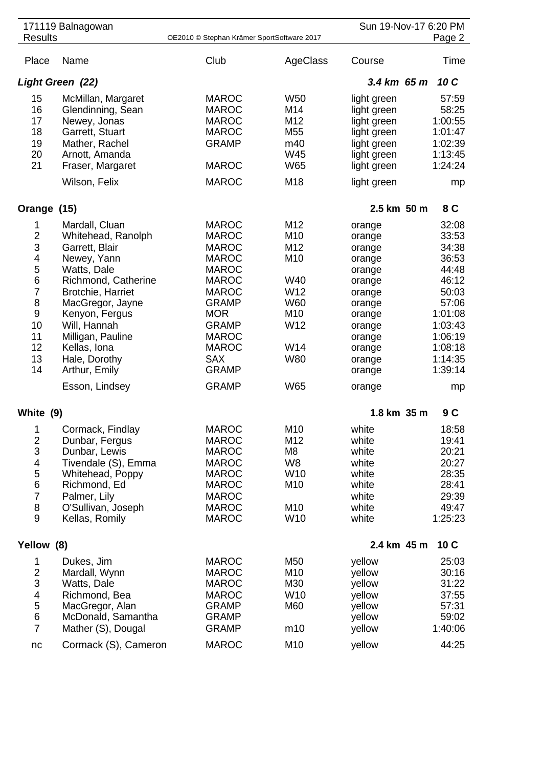| Place | Name | Club | AgeClass | Course | Time |
|---|---|---|---|---|---|
| ***Light Green (22)*** | | | | ***3.4 km 65 m*** | ***10 C*** |
| 15 | McMillan, Margaret | MAROC | W50 | light green | 57:59 |
| 16 | Glendinning, Sean | MAROC | M14 | light green | 58:25 |
| 17 | Newey, Jonas | MAROC | M12 | light green | 1:00:55 |
| 18 | Garrett, Stuart | MAROC | M55 | light green | 1:01:47 |
| 19 | Mather, Rachel | GRAMP | m40 | light green | 1:02:39 |
| 20 | Arnott, Amanda | | W45 | light green | 1:13:45 |
| 21 | Fraser, Margaret | MAROC | W65 | light green | 1:24:24 |
| | Wilson, Felix | MAROC | M18 | light green | mp |
| **Orange (15)** | | | | **2.5 km 50 m** | **8 C** |
| 1 | Mardall, Cluan | MAROC | M12 | orange | 32:08 |
| 2 | Whitehead, Ranolph | MAROC | M10 | orange | 33:53 |
| 3 | Garrett, Blair | MAROC | M12 | orange | 34:38 |
| 4 | Newey, Yann | MAROC | M10 | orange | 36:53 |
| 5 | Watts, Dale | MAROC | | orange | 44:48 |
| 6 | Richmond, Catherine | MAROC | W40 | orange | 46:12 |
| 7 | Brotchie, Harriet | MAROC | W12 | orange | 50:03 |
| 8 | MacGregor, Jayne | GRAMP | W60 | orange | 57:06 |
| 9 | Kenyon, Fergus | MOR | M10 | orange | 1:01:08 |
| 10 | Will, Hannah | GRAMP | W12 | orange | 1:03:43 |
| 11 | Milligan, Pauline | MAROC | | orange | 1:06:19 |
| 12 | Kellas, Iona | MAROC | W14 | orange | 1:08:18 |
| 13 | Hale, Dorothy | SAX | W80 | orange | 1:14:35 |
| 14 | Arthur, Emily | GRAMP | | orange | 1:39:14 |
| | Esson, Lindsey | GRAMP | W65 | orange | mp |
| **White (9)** | | | | **1.8 km 35 m** | **9 C** |
| 1 | Cormack, Findlay | MAROC | M10 | white | 18:58 |
| 2 | Dunbar, Fergus | MAROC | M12 | white | 19:41 |
| 3 | Dunbar, Lewis | MAROC | M8 | white | 20:21 |
| 4 | Tivendale (S), Emma | MAROC | W8 | white | 20:27 |
| 5 | Whitehead, Poppy | MAROC | W10 | white | 28:35 |
| 6 | Richmond, Ed | MAROC | M10 | white | 28:41 |
| 7 | Palmer, Lily | MAROC | | white | 29:39 |
| 8 | O'Sullivan, Joseph | MAROC | M10 | white | 49:47 |
| 9 | Kellas, Romily | MAROC | W10 | white | 1:25:23 |
| **Yellow (8)** | | | | **2.4 km 45 m** | **10 C** |
| 1 | Dukes, Jim | MAROC | M50 | yellow | 25:03 |
| 2 | Mardall, Wynn | MAROC | M10 | yellow | 30:16 |
| 3 | Watts, Dale | MAROC | M30 | yellow | 31:22 |
| 4 | Richmond, Bea | MAROC | W10 | yellow | 37:55 |
| 5 | MacGregor, Alan | GRAMP | M60 | yellow | 57:31 |
| 6 | McDonald, Samantha | GRAMP | | yellow | 59:02 |
| 7 | Mather (S), Dougal | GRAMP | m10 | yellow | 1:40:06 |
| nc | Cormack (S), Cameron | MAROC | M10 | yellow | 44:25 |